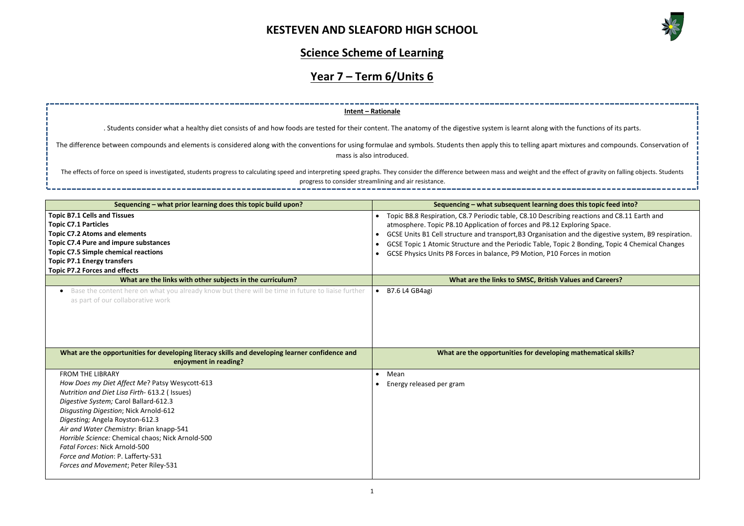# KESTEVEN AND SLEAFORD HIGH SCHOOL

## Science Scheme of Learning

## Year 7 – Term 6/Units 6

**Intent – Rationale**

. Students consider what a healthy diet consists of and how foods are tested for their content. The anatomy of the digestive system is learnt along with the functions of its parts.

The difference between compounds and elements is considered along with the conventions for using formulae and symbols. Students then apply this to telling apart mixtures and compounds. Conservation of mass is also introduced.

The effects of force on speed is investigated, students progress to calculating speed and interpreting speed graphs. They consider the difference between mass and weight and the effect of gravity on falling objects. Students progress to consider streamlining and air resistance.

| Sequencing – what prior learning does this topic build upon? | Sequencing – what subsequent learning does this topic feed into? |
|---|---|
| **Topic B7.1 Cells and Tissues**<br>**Topic C7.1 Particles**<br>**Topic C7.2 Atoms and elements**<br>**Topic C7.4 Pure and impure substances**<br>**Topic C7.5 Simple chemical reactions**<br>**Topic P7.1 Energy transfers**<br>**Topic P7.2 Forces and effects** | • Topic B8.8 Respiration, C8.7 Periodic table, C8.10 Describing reactions and C8.11 Earth and atmosphere. Topic P8.10 Application of forces and P8.12 Exploring Space.<br>• GCSE Units B1 Cell structure and transport,B3 Organisation and the digestive system, B9 respiration.<br>• GCSE Topic 1 Atomic Structure and the Periodic Table, Topic 2 Bonding, Topic 4 Chemical Changes<br>• GCSE Physics Units P8 Forces in balance, P9 Motion, P10 Forces in motion |
| **What are the links with other subjects in the curriculum?** | **What are the links to SMSC, British Values and Careers?** |
| • Base the content here on what you already know but there will be time in future to liaise further as part of our collaborative work | • B7.6 L4 GB4agi |
| **What are the opportunities for developing literacy skills and developing learner confidence and enjoyment in reading?** | **What are the opportunities for developing mathematical skills?** |
| FROM THE LIBRARY<br>*How Does my Diet Affect Me*? Patsy Wesycott-613<br>*Nutrition and Diet Lisa Firth*- 613.2 ( Issues)<br>*Digestive System;* Carol Ballard-612.3<br>*Disgusting Digestion*; Nick Arnold-612<br>*Digesting;* Angela Royston-612.3<br>*Air and Water Chemistry*: Brian knapp-541<br>*Horrible Science:* Chemical chaos; Nick Arnold-500<br>*Fatal Forces*: Nick Arnold-500<br>*Force and Motion*: P. Lafferty-531<br>*Forces and Movement*; Peter Riley-531 | • Mean<br>• Energy released per gram |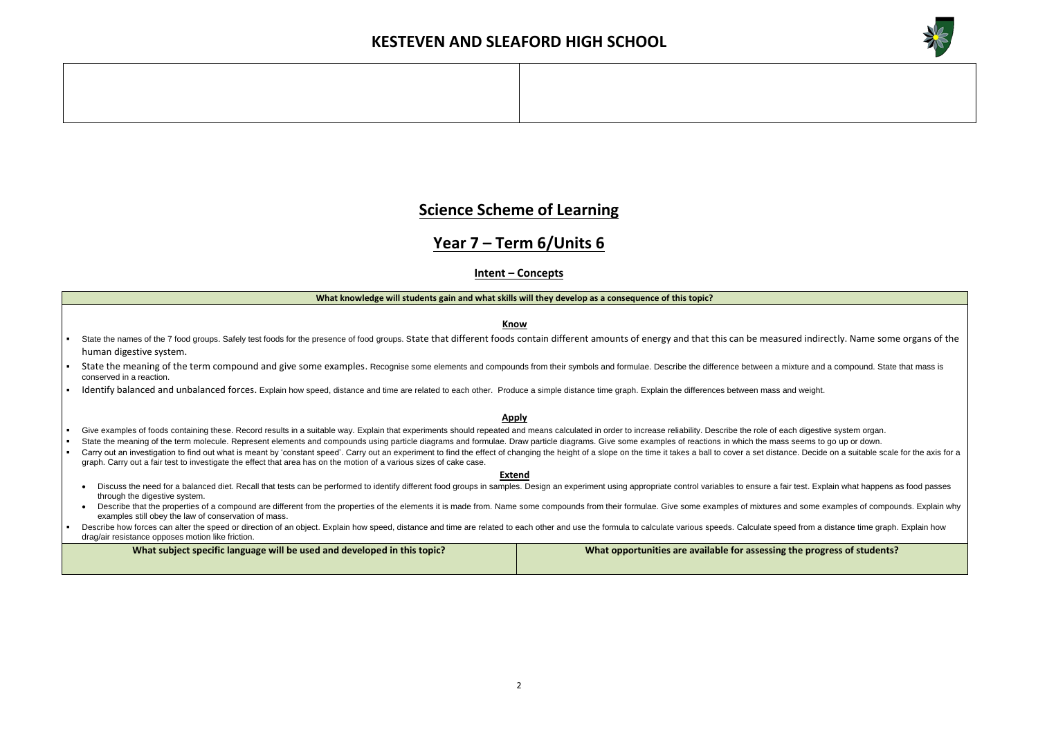# KESTEVEN AND SLEAFORD HIGH SCHOOL

| | |
|---|---|
| | |

## Science Scheme of Learning

## Year 7 – Term 6/Units 6

### Intent – Concepts

**What knowledge will students gain and what skills will they develop as a consequence of this topic?**

**Know**

- State the names of the 7 food groups. Safely test foods for the presence of food groups. State that different foods contain different amounts of energy and that this can be measured indirectly. Name some organs of the human digestive system.
- State the meaning of the term compound and give some examples. Recognise some elements and compounds from their symbols and formulae. Describe the difference between a mixture and a compound. State that mass is conserved in a reaction.
- Identify balanced and unbalanced forces. Explain how speed, distance and time are related to each other. Produce a simple distance time graph. Explain the differences between mass and weight.

**Apply**

- Give examples of foods containing these. Record results in a suitable way. Explain that experiments should repeated and means calculated in order to increase reliability. Describe the role of each digestive system organ.
- State the meaning of the term molecule. Represent elements and compounds using particle diagrams and formulae. Draw particle diagrams. Give some examples of reactions in which the mass seems to go up or down.
- Carry out an investigation to find out what is meant by 'constant speed'. Carry out an experiment to find the effect of changing the height of a slope on the time it takes a ball to cover a set distance. Decide on a suitable scale for the axis for a graph. Carry out a fair test to investigate the effect that area has on the motion of a various sizes of cake case.

**Extend**

- Discuss the need for a balanced diet. Recall that tests can be performed to identify different food groups in samples. Design an experiment using appropriate control variables to ensure a fair test. Explain what happens as food passes through the digestive system.
- Describe that the properties of a compound are different from the properties of the elements it is made from. Name some compounds from their formulae. Give some examples of mixtures and some examples of compounds. Explain why examples still obey the law of conservation of mass.
- Describe how forces can alter the speed or direction of an object. Explain how speed, distance and time are related to each other and use the formula to calculate various speeds. Calculate speed from a distance time graph. Explain how drag/air resistance opposes motion like friction.

| What subject specific language will be used and developed in this topic? | What opportunities are available for assessing the progress of students? |
|---|---|
| | |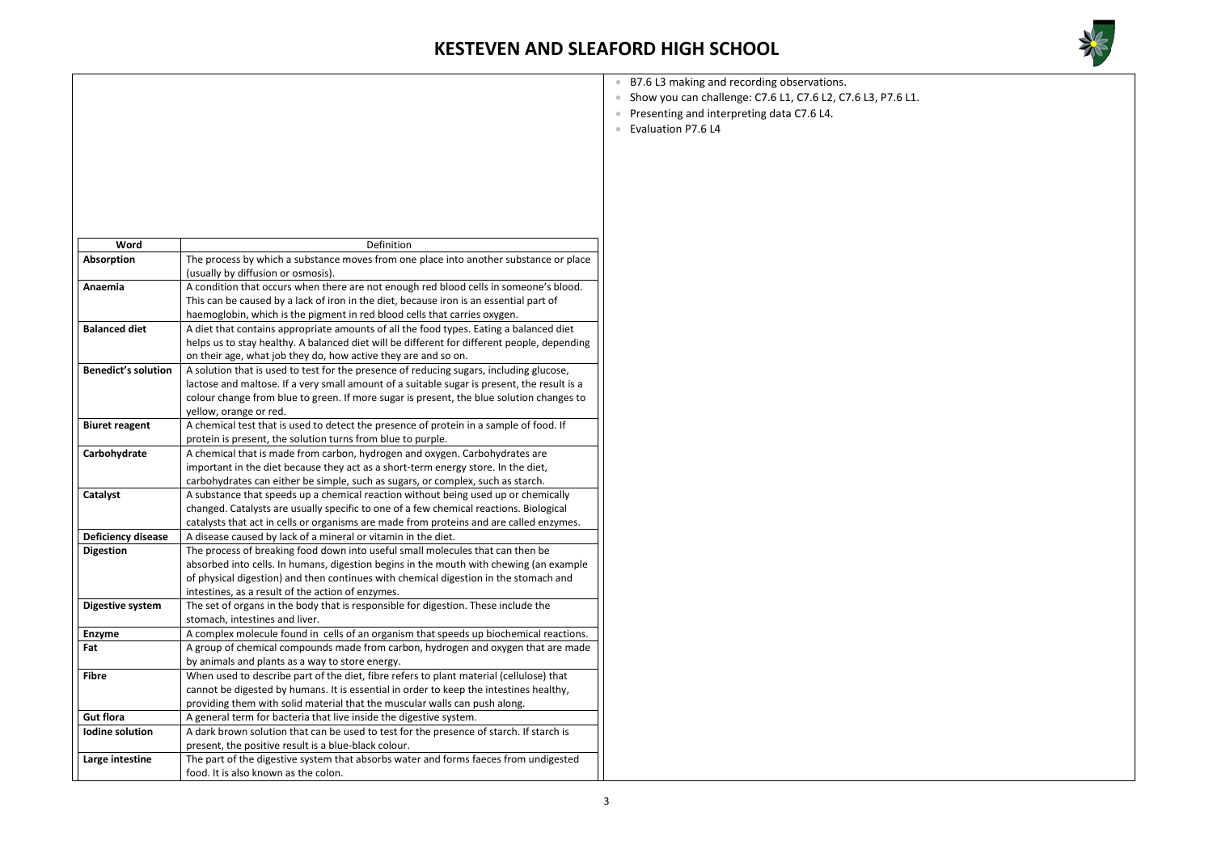- B7.6 L3 making and recording observations.
- Show you can challenge: C7.6 L1, C7.6 L2, C7.6 L3, P7.6 L1.
- Presenting and interpreting data C7.6 L4.
- Evaluation P7.6 L4

| Word | Definition |
|---|---|
| **Absorption** | The process by which a substance moves from one place into another substance or place (usually by diffusion or osmosis). |
| **Anaemia** | A condition that occurs when there are not enough red blood cells in someone's blood. This can be caused by a lack of iron in the diet, because iron is an essential part of haemoglobin, which is the pigment in red blood cells that carries oxygen. |
| **Balanced diet** | A diet that contains appropriate amounts of all the food types. Eating a balanced diet helps us to stay healthy. A balanced diet will be different for different people, depending on their age, what job they do, how active they are and so on. |
| **Benedict's solution** | A solution that is used to test for the presence of reducing sugars, including glucose, lactose and maltose. If a very small amount of a suitable sugar is present, the result is a colour change from blue to green. If more sugar is present, the blue solution changes to yellow, orange or red. |
| **Biuret reagent** | A chemical test that is used to detect the presence of protein in a sample of food. If protein is present, the solution turns from blue to purple. |
| **Carbohydrate** | A chemical that is made from carbon, hydrogen and oxygen. Carbohydrates are important in the diet because they act as a short-term energy store. In the diet, carbohydrates can either be simple, such as sugars, or complex, such as starch. |
| **Catalyst** | A substance that speeds up a chemical reaction without being used up or chemically changed. Catalysts are usually specific to one of a few chemical reactions. Biological catalysts that act in cells or organisms are made from proteins and are called enzymes. |
| **Deficiency disease** | A disease caused by lack of a mineral or vitamin in the diet. |
| **Digestion** | The process of breaking food down into useful small molecules that can then be absorbed into cells. In humans, digestion begins in the mouth with chewing (an example of physical digestion) and then continues with chemical digestion in the stomach and intestines, as a result of the action of enzymes. |
| **Digestive system** | The set of organs in the body that is responsible for digestion. These include the stomach, intestines and liver. |
| **Enzyme** | A complex molecule found in cells of an organism that speeds up biochemical reactions. |
| **Fat** | A group of chemical compounds made from carbon, hydrogen and oxygen that are made by animals and plants as a way to store energy. |
| **Fibre** | When used to describe part of the diet, fibre refers to plant material (cellulose) that cannot be digested by humans. It is essential in order to keep the intestines healthy, providing them with solid material that the muscular walls can push along. |
| **Gut flora** | A general term for bacteria that live inside the digestive system. |
| **Iodine solution** | A dark brown solution that can be used to test for the presence of starch. If starch is present, the positive result is a blue-black colour. |
| **Large intestine** | The part of the digestive system that absorbs water and forms faeces from undigested food. It is also known as the colon. |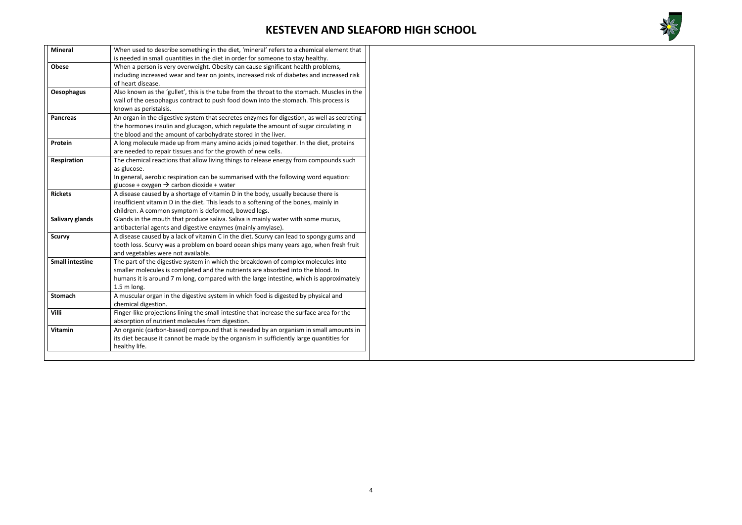| Term | Definition |
|---|---|
| **Mineral** | When used to describe something in the diet, 'mineral' refers to a chemical element that is needed in small quantities in the diet in order for someone to stay healthy. |
| **Obese** | When a person is very overweight. Obesity can cause significant health problems, including increased wear and tear on joints, increased risk of diabetes and increased risk of heart disease. |
| **Oesophagus** | Also known as the 'gullet', this is the tube from the throat to the stomach. Muscles in the wall of the oesophagus contract to push food down into the stomach. This process is known as peristalsis. |
| **Pancreas** | An organ in the digestive system that secretes enzymes for digestion, as well as secreting the hormones insulin and glucagon, which regulate the amount of sugar circulating in the blood and the amount of carbohydrate stored in the liver. |
| **Protein** | A long molecule made up from many amino acids joined together. In the diet, proteins are needed to repair tissues and for the growth of new cells. |
| **Respiration** | The chemical reactions that allow living things to release energy from compounds such as glucose.<br>In general, aerobic respiration can be summarised with the following word equation:<br>glucose + oxygen → carbon dioxide + water |
| **Rickets** | A disease caused by a shortage of vitamin D in the body, usually because there is insufficient vitamin D in the diet. This leads to a softening of the bones, mainly in children. A common symptom is deformed, bowed legs. |
| **Salivary glands** | Glands in the mouth that produce saliva. Saliva is mainly water with some mucus, antibacterial agents and digestive enzymes (mainly amylase). |
| **Scurvy** | A disease caused by a lack of vitamin C in the diet. Scurvy can lead to spongy gums and tooth loss. Scurvy was a problem on board ocean ships many years ago, when fresh fruit and vegetables were not available. |
| **Small intestine** | The part of the digestive system in which the breakdown of complex molecules into smaller molecules is completed and the nutrients are absorbed into the blood. In humans it is around 7 m long, compared with the large intestine, which is approximately 1.5 m long. |
| **Stomach** | A muscular organ in the digestive system in which food is digested by physical and chemical digestion. |
| **Villi** | Finger-like projections lining the small intestine that increase the surface area for the absorption of nutrient molecules from digestion. |
| **Vitamin** | An organic (carbon-based) compound that is needed by an organism in small amounts in its diet because it cannot be made by the organism in sufficiently large quantities for healthy life. |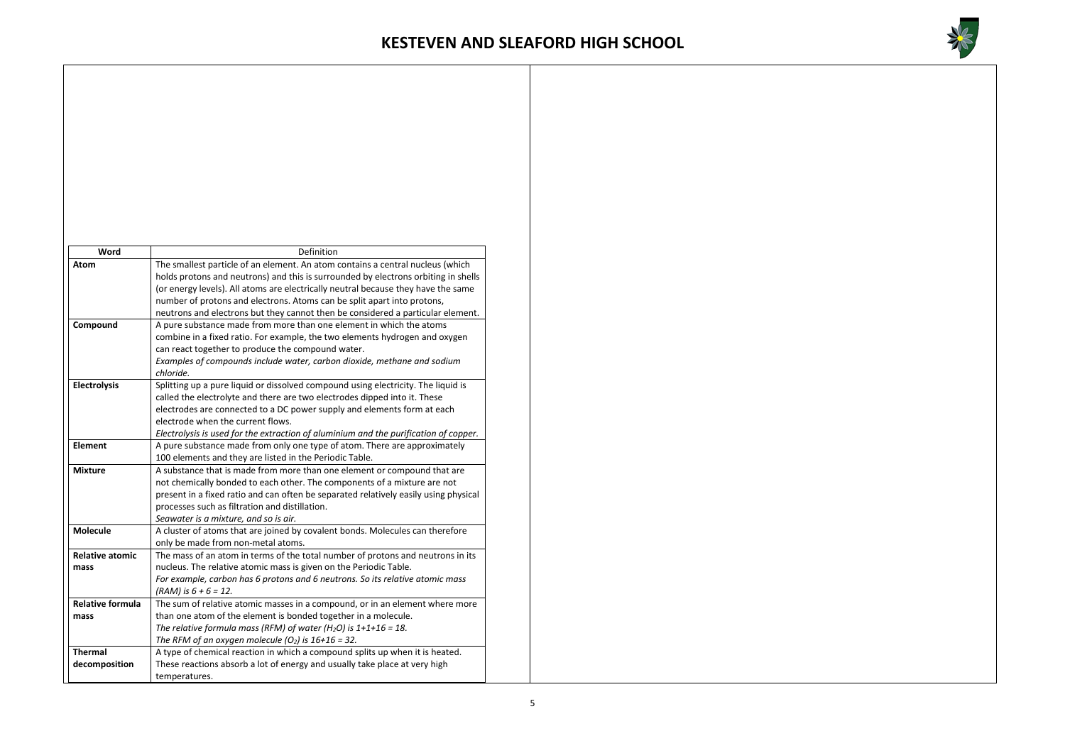| Word | Definition |
|---|---|
| **Atom** | The smallest particle of an element. An atom contains a central nucleus (which holds protons and neutrons) and this is surrounded by electrons orbiting in shells (or energy levels). All atoms are electrically neutral because they have the same number of protons and electrons. Atoms can be split apart into protons, neutrons and electrons but they cannot then be considered a particular element. |
| **Compound** | A pure substance made from more than one element in which the atoms combine in a fixed ratio. For example, the two elements hydrogen and oxygen can react together to produce the compound water. *Examples of compounds include water, carbon dioxide, methane and sodium chloride.* |
| **Electrolysis** | Splitting up a pure liquid or dissolved compound using electricity. The liquid is called the electrolyte and there are two electrodes dipped into it. These electrodes are connected to a DC power supply and elements form at each electrode when the current flows. *Electrolysis is used for the extraction of aluminium and the purification of copper.* |
| **Element** | A pure substance made from only one type of atom. There are approximately 100 elements and they are listed in the Periodic Table. |
| **Mixture** | A substance that is made from more than one element or compound that are not chemically bonded to each other. The components of a mixture are not present in a fixed ratio and can often be separated relatively easily using physical processes such as filtration and distillation. *Seawater is a mixture, and so is air.* |
| **Molecule** | A cluster of atoms that are joined by covalent bonds. Molecules can therefore only be made from non-metal atoms. |
| **Relative atomic mass** | The mass of an atom in terms of the total number of protons and neutrons in its nucleus. The relative atomic mass is given on the Periodic Table. *For example, carbon has 6 protons and 6 neutrons. So its relative atomic mass (RAM) is 6 + 6 = 12.* |
| **Relative formula mass** | The sum of relative atomic masses in a compound, or in an element where more than one atom of the element is bonded together in a molecule. *The relative formula mass (RFM) of water ($H_2O$) is 1+1+16 = 18. The RFM of an oxygen molecule ($O_2$) is 16+16 = 32.* |
| **Thermal decomposition** | A type of chemical reaction in which a compound splits up when it is heated. These reactions absorb a lot of energy and usually take place at very high temperatures. |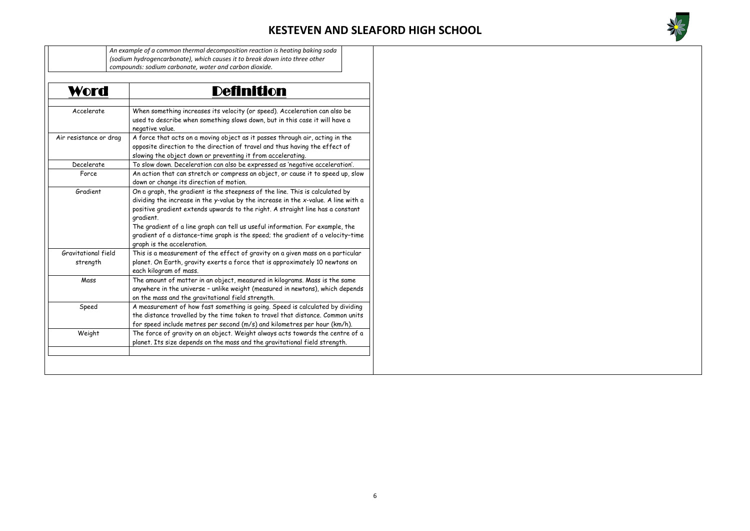| | |
|---|---|
| | *An example of a common thermal decomposition reaction is heating baking soda (sodium hydrogencarbonate), which causes it to break down into three other compounds: sodium carbonate, water and carbon dioxide.* |

| Word | Definition |
|---|---|
| | |
| Accelerate | When something increases its velocity (or speed). Acceleration can also be used to describe when something slows down, but in this case it will have a negative value. |
| Air resistance or drag | A force that acts on a moving object as it passes through air, acting in the opposite direction to the direction of travel and thus having the effect of slowing the object down or preventing it from accelerating. |
| Decelerate | To slow down. Deceleration can also be expressed as 'negative acceleration'. |
| Force | An action that can stretch or compress an object, or cause it to speed up, slow down or change its direction of motion. |
| Gradient | On a graph, the gradient is the steepness of the line. This is calculated by dividing the increase in the *y*-value by the increase in the *x*-value. A line with a positive gradient extends upwards to the right. A straight line has a constant gradient. The gradient of a line graph can tell us useful information. For example, the gradient of a distance–time graph is the speed; the gradient of a velocity–time graph is the acceleration. |
| Gravitational field strength | This is a measurement of the effect of gravity on a given mass on a particular planet. On Earth, gravity exerts a force that is approximately 10 newtons on each kilogram of mass. |
| Mass | The amount of matter in an object, measured in kilograms. Mass is the same anywhere in the universe – unlike weight (measured in newtons), which depends on the mass and the gravitational field strength. |
| Speed | A measurement of how fast something is going. Speed is calculated by dividing the distance travelled by the time taken to travel that distance. Common units for speed include metres per second (m/s) and kilometres per hour (km/h). |
| Weight | The force of gravity on an object. Weight always acts towards the centre of a planet. Its size depends on the mass and the gravitational field strength. |
| | |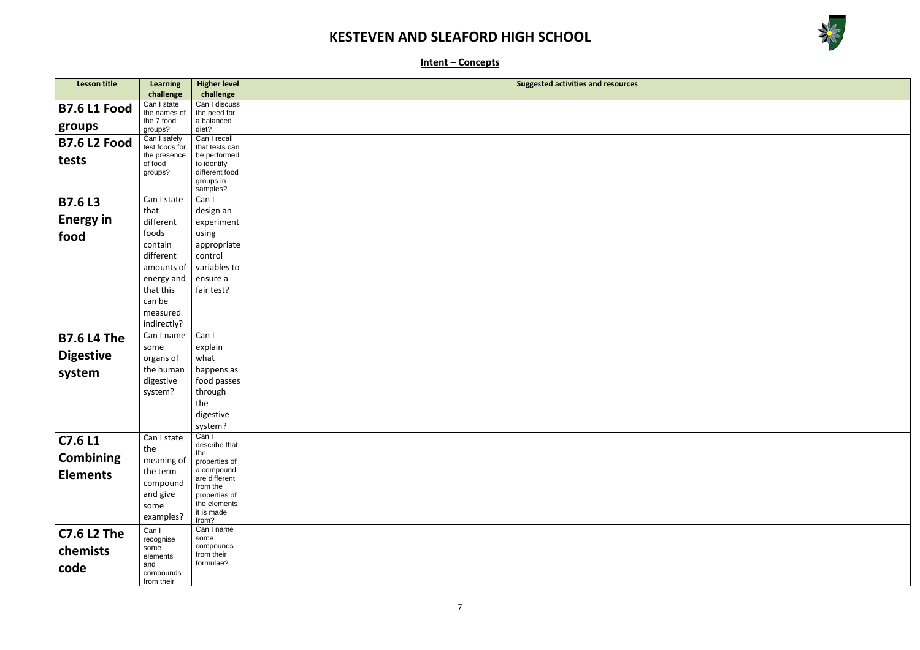# KESTEVEN AND SLEAFORD HIGH SCHOOL

## Intent – Concepts

| Lesson title | Learning challenge | Higher level challenge | Suggested activities and resources |
| --- | --- | --- | --- |
| **B7.6 L1 Food groups** | Can I state the names of the 7 food groups? | Can I discuss the need for a balanced diet? | |
| **B7.6 L2 Food tests** | Can I safely test foods for the presence of food groups? | Can I recall that tests can be performed to identify different food groups in samples? | |
| **B7.6 L3 Energy in food** | Can I state that different foods contain different amounts of energy and that this can be measured indirectly? | Can I design an experiment using appropriate control variables to ensure a fair test? | |
| **B7.6 L4 The Digestive system** | Can I name some organs of the human digestive system? | Can I explain what happens as food passes through the digestive system? | |
| **C7.6 L1 Combining Elements** | Can I state the meaning of the term compound and give some examples? | Can I describe that the properties of a compound are different from the properties of the elements it is made from? | |
| **C7.6 L2 The chemists code** | Can I recognise some elements and compounds from their | Can I name some compounds from their formulae? | |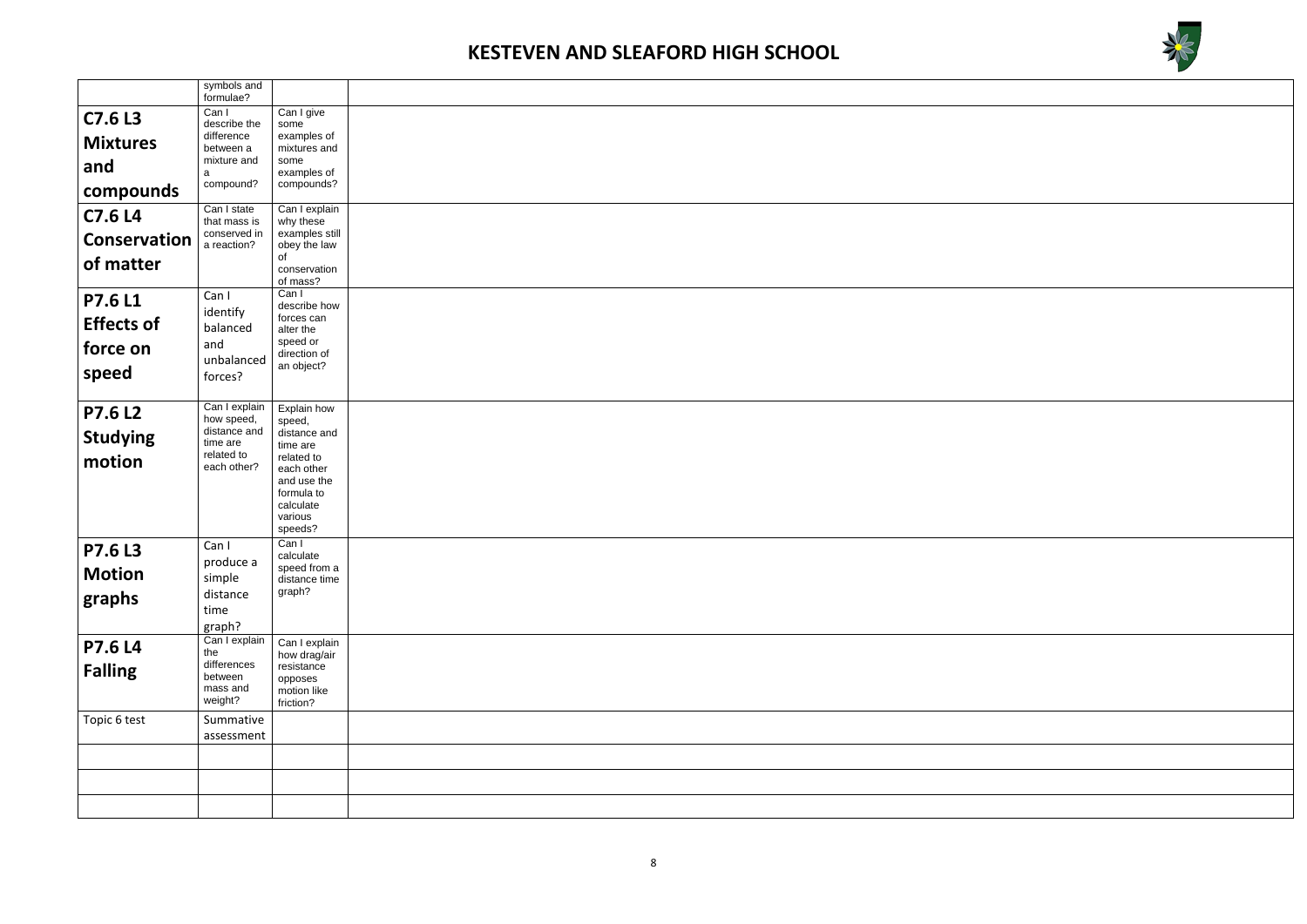# KESTEVEN AND SLEAFORD HIGH SCHOOL

| | | | |
|---|---|---|---|
| | symbols and formulae? | | |
| **C7.6 L3 Mixtures and compounds** | Can I describe the difference between a mixture and a compound? | Can I give some examples of mixtures and some examples of compounds? | |
| **C7.6 L4 Conservation of matter** | Can I state that mass is conserved in a reaction? | Can I explain why these examples still obey the law of conservation of mass? | |
| **P7.6 L1 Effects of force on speed** | Can I identify balanced and unbalanced forces? | Can I describe how forces can alter the speed or direction of an object? | |
| **P7.6 L2 Studying motion** | Can I explain how speed, distance and time are related to each other? | Explain how speed, distance and time are related to each other and use the formula to calculate various speeds? | |
| **P7.6 L3 Motion graphs** | Can I produce a simple distance time graph? | Can I calculate speed from a distance time graph? | |
| **P7.6 L4 Falling** | Can I explain the differences between mass and weight? | Can I explain how drag/air resistance opposes motion like friction? | |
| Topic 6 test | Summative assessment | | |
| | | | |
| | | | |
| | | | |